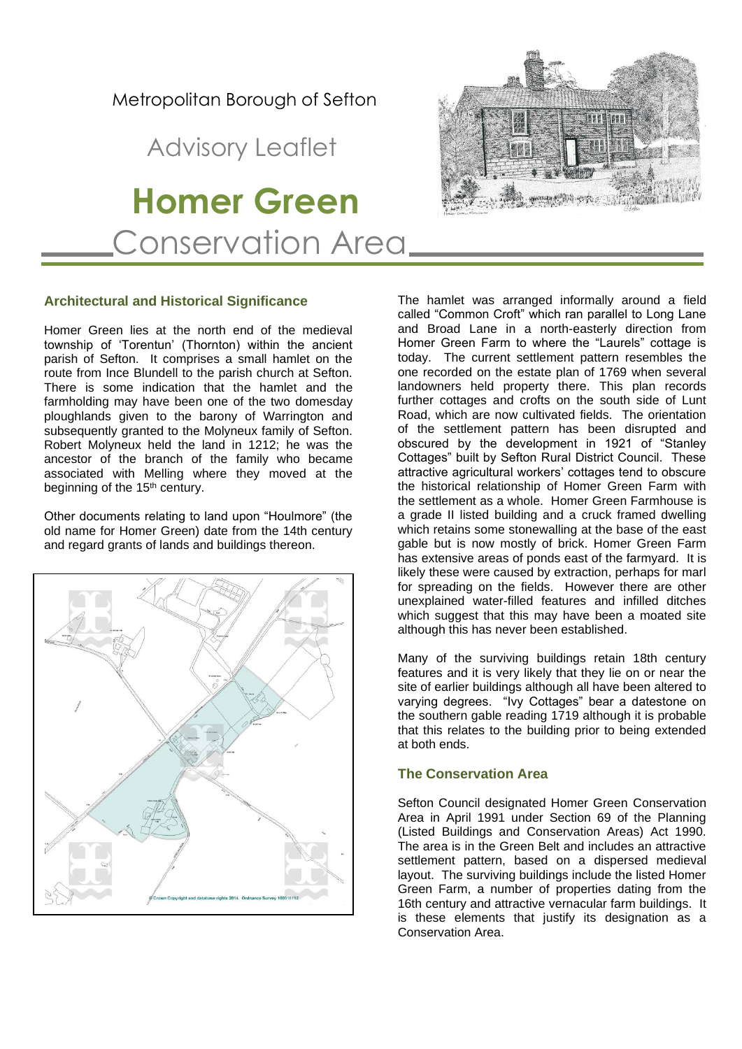Metropolitan Borough of Sefton

Advisory Leaflet

# Homer Green Conservation Area

## Architectural and Historical Significance

Homer Green lies at the north end of the medieval township of 'Torentun' (Thornton) within the ancient parish of Sefton. It comprises a small hamlet on the route from Ince Blundell to the parish church at Sefton. There is some indication that the hamlet and the farmholding may have been one of the two domesday ploughlands given to the barony of Warrington and subsequently granted to the Molyneux family of Sefton. Robert Molyneux held the land in 1212; he was the ancestor of the branch of the family who became associated with Melling where they moved at the beginning of the 15th century.

Other documents relating to land upon "Houlmore" (the old name for Homer Green) date from the 14th century and regard grants of lands and buildings thereon.

The hamlet was arranged informally around a field called "Common Croft" which ran parallel to Long Lane and Broad Lane in a north-easterly direction from Homer Green Farm to where the "Laurels" cottage is today. The current settlement pattern resembles the one recorded on the estate plan of 1769 when several landowners held property there. This plan records further cottages and crofts on the south side of Lunt Road, which are now cultivated fields. The orientation of the settlement pattern has been disrupted and obscured by the development in 1921 of "Stanley Cottages" built by Sefton Rural District Council. These attractive agricultural workers' cottages tend to obscure the historical relationship of Homer Green Farm with the settlement as a whole. Homer Green Farmhouse is a grade II listed building and a cruck framed dwelling which retains some stonewalling at the base of the east gable but is now mostly of brick. Homer Green Farm has extensive areas of ponds east of the farmyard. It is likely these were caused by extraction, perhaps for marl for spreading on the fields. However there are other unexplained water-filled features and infilled ditches which suggest that this may have been a moated site although this has never been established.

Many of the surviving buildings retain 18th century features and it is very likely that they lie on or near the site of earlier buildings although all have been altered to varying degrees. "Ivy Cottages" bear a datestone on the southern gable reading 1719 although it is probable that this relates to the building prior to being extended at both ends.

## The Conservation Area

Sefton Council designated Homer Green Conservation Area in April 1991 under Section 69 of the Planning (Listed Buildings and Conservation Areas) Act 1990. The area is in the Green Belt and includes an attractive settlement pattern, based on a dispersed medieval layout. The surviving buildings include the listed Homer Green Farm, a number of properties dating from the 16th century and attractive vernacular farm buildings. It is these elements that justify its designation as a Conservation Area.

© Crown Copyright and database rights 2014. Ordnance Survey 100018192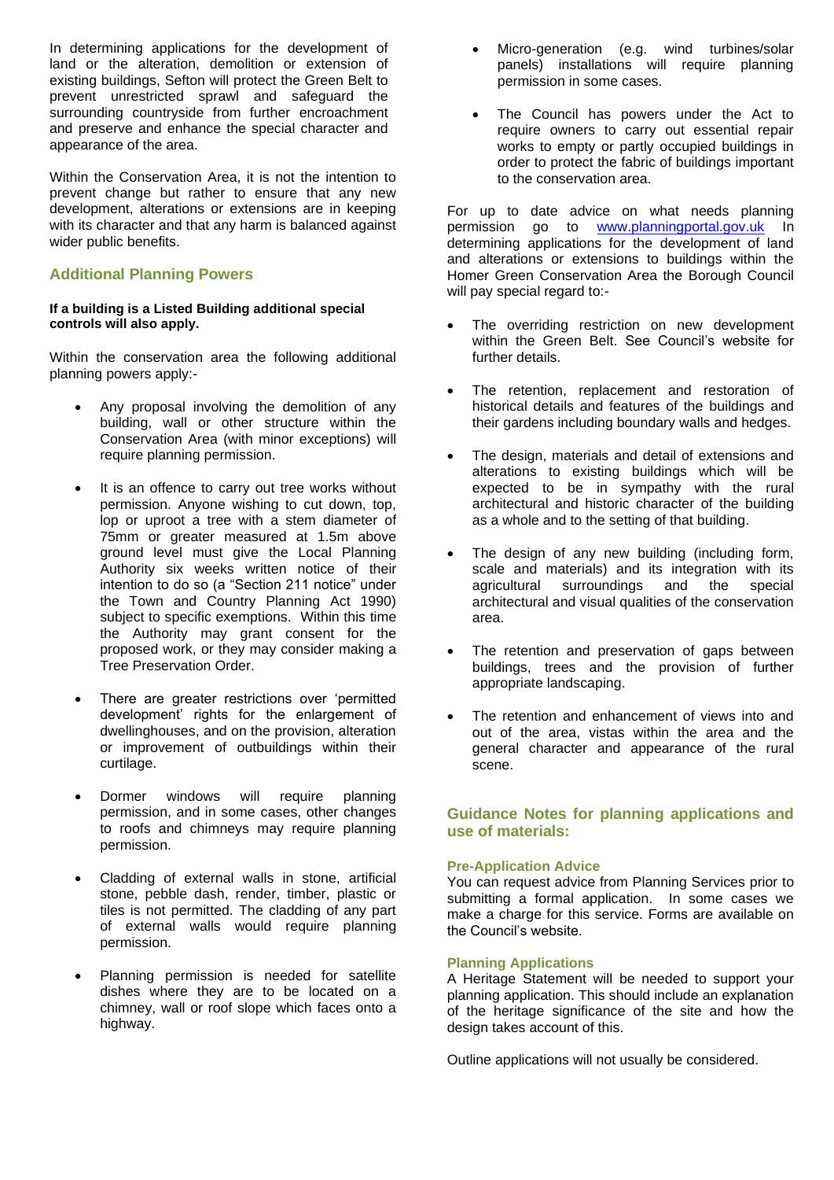In determining applications for the development of land or the alteration, demolition or extension of existing buildings, Sefton will protect the Green Belt to prevent unrestricted sprawl and safeguard the surrounding countryside from further encroachment and preserve and enhance the special character and appearance of the area.

Within the Conservation Area, it is not the intention to prevent change but rather to ensure that any new development, alterations or extensions are in keeping with its character and that any harm is balanced against wider public benefits.

## Additional Planning Powers

**If a building is a Listed Building additional special controls will also apply.**

Within the conservation area the following additional planning powers apply:-

- Any proposal involving the demolition of any building, wall or other structure within the Conservation Area (with minor exceptions) will require planning permission.
- It is an offence to carry out tree works without permission. Anyone wishing to cut down, top, lop or uproot a tree with a stem diameter of 75mm or greater measured at 1.5m above ground level must give the Local Planning Authority six weeks written notice of their intention to do so (a "Section 211 notice" under the Town and Country Planning Act 1990) subject to specific exemptions. Within this time the Authority may grant consent for the proposed work, or they may consider making a Tree Preservation Order.
- There are greater restrictions over 'permitted development' rights for the enlargement of dwellinghouses, and on the provision, alteration or improvement of outbuildings within their curtilage.
- Dormer windows will require planning permission, and in some cases, other changes to roofs and chimneys may require planning permission.
- Cladding of external walls in stone, artificial stone, pebble dash, render, timber, plastic or tiles is not permitted. The cladding of any part of external walls would require planning permission.
- Planning permission is needed for satellite dishes where they are to be located on a chimney, wall or roof slope which faces onto a highway.
- Micro-generation (e.g. wind turbines/solar panels) installations will require planning permission in some cases.
- The Council has powers under the Act to require owners to carry out essential repair works to empty or partly occupied buildings in order to protect the fabric of buildings important to the conservation area.

For up to date advice on what needs planning permission go to www.planningportal.gov.uk In determining applications for the development of land and alterations or extensions to buildings within the Homer Green Conservation Area the Borough Council will pay special regard to:-

- The overriding restriction on new development within the Green Belt. See Council's website for further details.
- The retention, replacement and restoration of historical details and features of the buildings and their gardens including boundary walls and hedges.
- The design, materials and detail of extensions and alterations to existing buildings which will be expected to be in sympathy with the rural architectural and historic character of the building as a whole and to the setting of that building.
- The design of any new building (including form, scale and materials) and its integration with its agricultural surroundings and the special architectural and visual qualities of the conservation area.
- The retention and preservation of gaps between buildings, trees and the provision of further appropriate landscaping.
- The retention and enhancement of views into and out of the area, vistas within the area and the general character and appearance of the rural scene.

## Guidance Notes for planning applications and use of materials:

### Pre-Application Advice

You can request advice from Planning Services prior to submitting a formal application. In some cases we make a charge for this service. Forms are available on the Council's website.

### Planning Applications

A Heritage Statement will be needed to support your planning application. This should include an explanation of the heritage significance of the site and how the design takes account of this.

Outline applications will not usually be considered.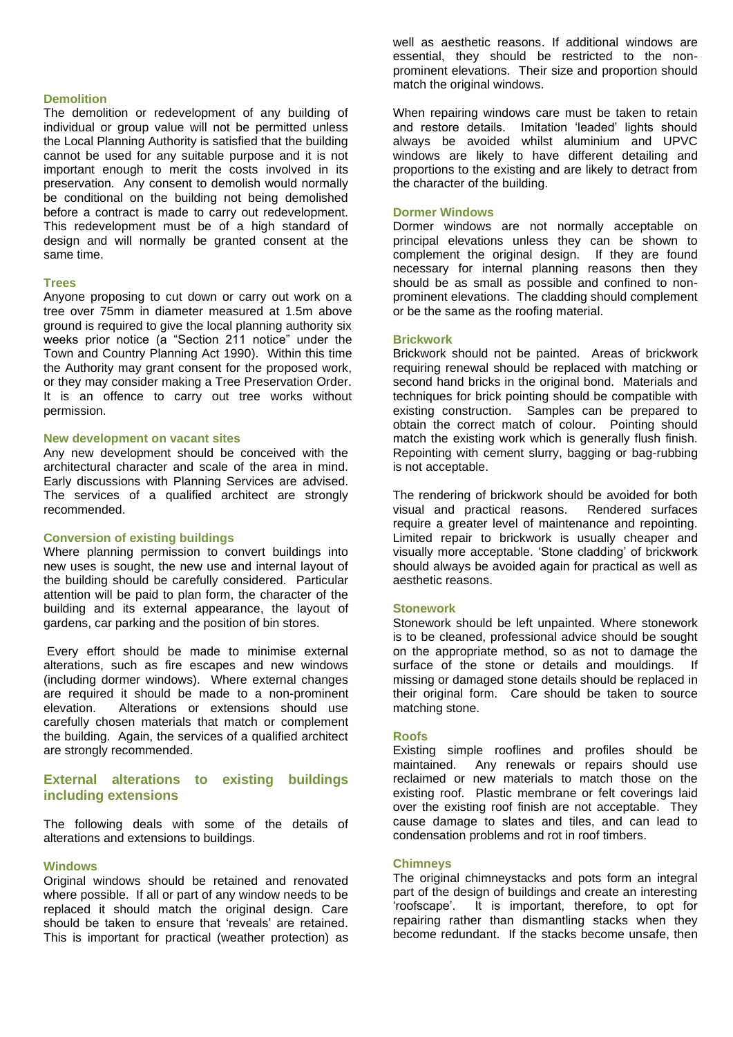### Demolition

The demolition or redevelopment of any building of individual or group value will not be permitted unless the Local Planning Authority is satisfied that the building cannot be used for any suitable purpose and it is not important enough to merit the costs involved in its preservation. Any consent to demolish would normally be conditional on the building not being demolished before a contract is made to carry out redevelopment. This redevelopment must be of a high standard of design and will normally be granted consent at the same time.

### Trees

Anyone proposing to cut down or carry out work on a tree over 75mm in diameter measured at 1.5m above ground is required to give the local planning authority six weeks prior notice (a "Section 211 notice" under the Town and Country Planning Act 1990). Within this time the Authority may grant consent for the proposed work, or they may consider making a Tree Preservation Order. It is an offence to carry out tree works without permission.

### New development on vacant sites

Any new development should be conceived with the architectural character and scale of the area in mind. Early discussions with Planning Services are advised. The services of a qualified architect are strongly recommended.

### Conversion of existing buildings

Where planning permission to convert buildings into new uses is sought, the new use and internal layout of the building should be carefully considered. Particular attention will be paid to plan form, the character of the building and its external appearance, the layout of gardens, car parking and the position of bin stores.

Every effort should be made to minimise external alterations, such as fire escapes and new windows (including dormer windows). Where external changes are required it should be made to a non-prominent elevation. Alterations or extensions should use carefully chosen materials that match or complement the building. Again, the services of a qualified architect are strongly recommended.

## External alterations to existing buildings including extensions

The following deals with some of the details of alterations and extensions to buildings.

### Windows

Original windows should be retained and renovated where possible. If all or part of any window needs to be replaced it should match the original design. Care should be taken to ensure that 'reveals' are retained. This is important for practical (weather protection) as well as aesthetic reasons. If additional windows are essential, they should be restricted to the non-prominent elevations. Their size and proportion should match the original windows.

When repairing windows care must be taken to retain and restore details. Imitation 'leaded' lights should always be avoided whilst aluminium and UPVC windows are likely to have different detailing and proportions to the existing and are likely to detract from the character of the building.

### Dormer Windows

Dormer windows are not normally acceptable on principal elevations unless they can be shown to complement the original design. If they are found necessary for internal planning reasons then they should be as small as possible and confined to non-prominent elevations. The cladding should complement or be the same as the roofing material.

### Brickwork

Brickwork should not be painted. Areas of brickwork requiring renewal should be replaced with matching or second hand bricks in the original bond. Materials and techniques for brick pointing should be compatible with existing construction. Samples can be prepared to obtain the correct match of colour. Pointing should match the existing work which is generally flush finish. Repointing with cement slurry, bagging or bag-rubbing is not acceptable.

The rendering of brickwork should be avoided for both visual and practical reasons. Rendered surfaces require a greater level of maintenance and repointing. Limited repair to brickwork is usually cheaper and visually more acceptable. 'Stone cladding' of brickwork should always be avoided again for practical as well as aesthetic reasons.

### Stonework

Stonework should be left unpainted. Where stonework is to be cleaned, professional advice should be sought on the appropriate method, so as not to damage the surface of the stone or details and mouldings. If missing or damaged stone details should be replaced in their original form. Care should be taken to source matching stone.

### Roofs

Existing simple rooflines and profiles should be maintained. Any renewals or repairs should use reclaimed or new materials to match those on the existing roof. Plastic membrane or felt coverings laid over the existing roof finish are not acceptable. They cause damage to slates and tiles, and can lead to condensation problems and rot in roof timbers.

### Chimneys

The original chimneystacks and pots form an integral part of the design of buildings and create an interesting 'roofscape'. It is important, therefore, to opt for repairing rather than dismantling stacks when they become redundant. If the stacks become unsafe, then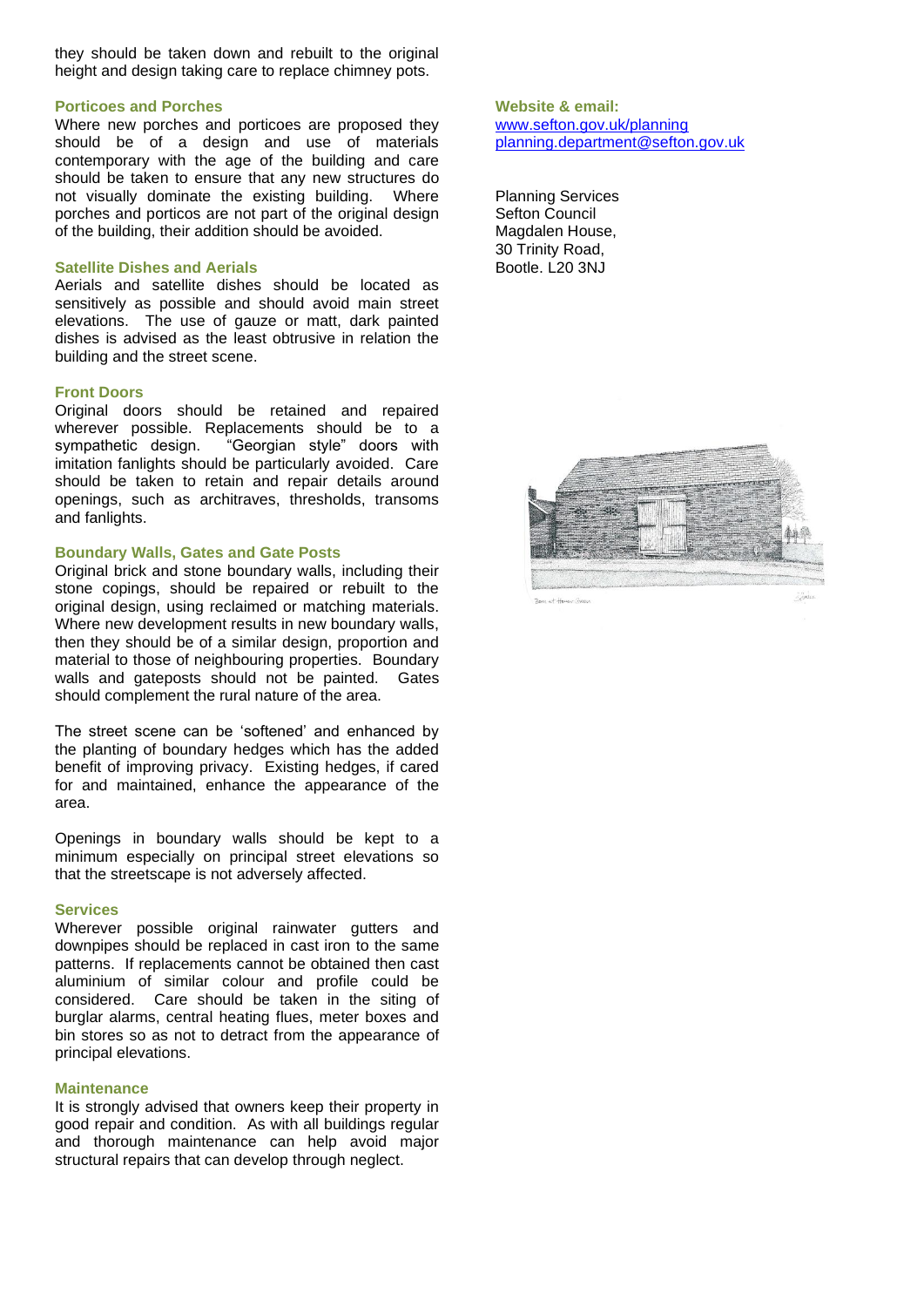they should be taken down and rebuilt to the original height and design taking care to replace chimney pots.

### Porticoes and Porches

Where new porches and porticoes are proposed they should be of a design and use of materials contemporary with the age of the building and care should be taken to ensure that any new structures do not visually dominate the existing building. Where porches and porticos are not part of the original design of the building, their addition should be avoided.

### Satellite Dishes and Aerials

Aerials and satellite dishes should be located as sensitively as possible and should avoid main street elevations. The use of gauze or matt, dark painted dishes is advised as the least obtrusive in relation the building and the street scene.

### Front Doors

Original doors should be retained and repaired wherever possible. Replacements should be to a sympathetic design. "Georgian style" doors with imitation fanlights should be particularly avoided. Care should be taken to retain and repair details around openings, such as architraves, thresholds, transoms and fanlights.

### Boundary Walls, Gates and Gate Posts

Original brick and stone boundary walls, including their stone copings, should be repaired or rebuilt to the original design, using reclaimed or matching materials. Where new development results in new boundary walls, then they should be of a similar design, proportion and material to those of neighbouring properties. Boundary walls and gateposts should not be painted. Gates should complement the rural nature of the area.

The street scene can be 'softened' and enhanced by the planting of boundary hedges which has the added benefit of improving privacy. Existing hedges, if cared for and maintained, enhance the appearance of the area.

Openings in boundary walls should be kept to a minimum especially on principal street elevations so that the streetscape is not adversely affected.

### Services

Wherever possible original rainwater gutters and downpipes should be replaced in cast iron to the same patterns. If replacements cannot be obtained then cast aluminium of similar colour and profile could be considered. Care should be taken in the siting of burglar alarms, central heating flues, meter boxes and bin stores so as not to detract from the appearance of principal elevations.

### Maintenance

It is strongly advised that owners keep their property in good repair and condition. As with all buildings regular and thorough maintenance can help avoid major structural repairs that can develop through neglect.

### Website & email:

www.sefton.gov.uk/planning
planning.department@sefton.gov.uk

Planning Services
Sefton Council
Magdalen House,
30 Trinity Road,
Bootle. L20 3NJ